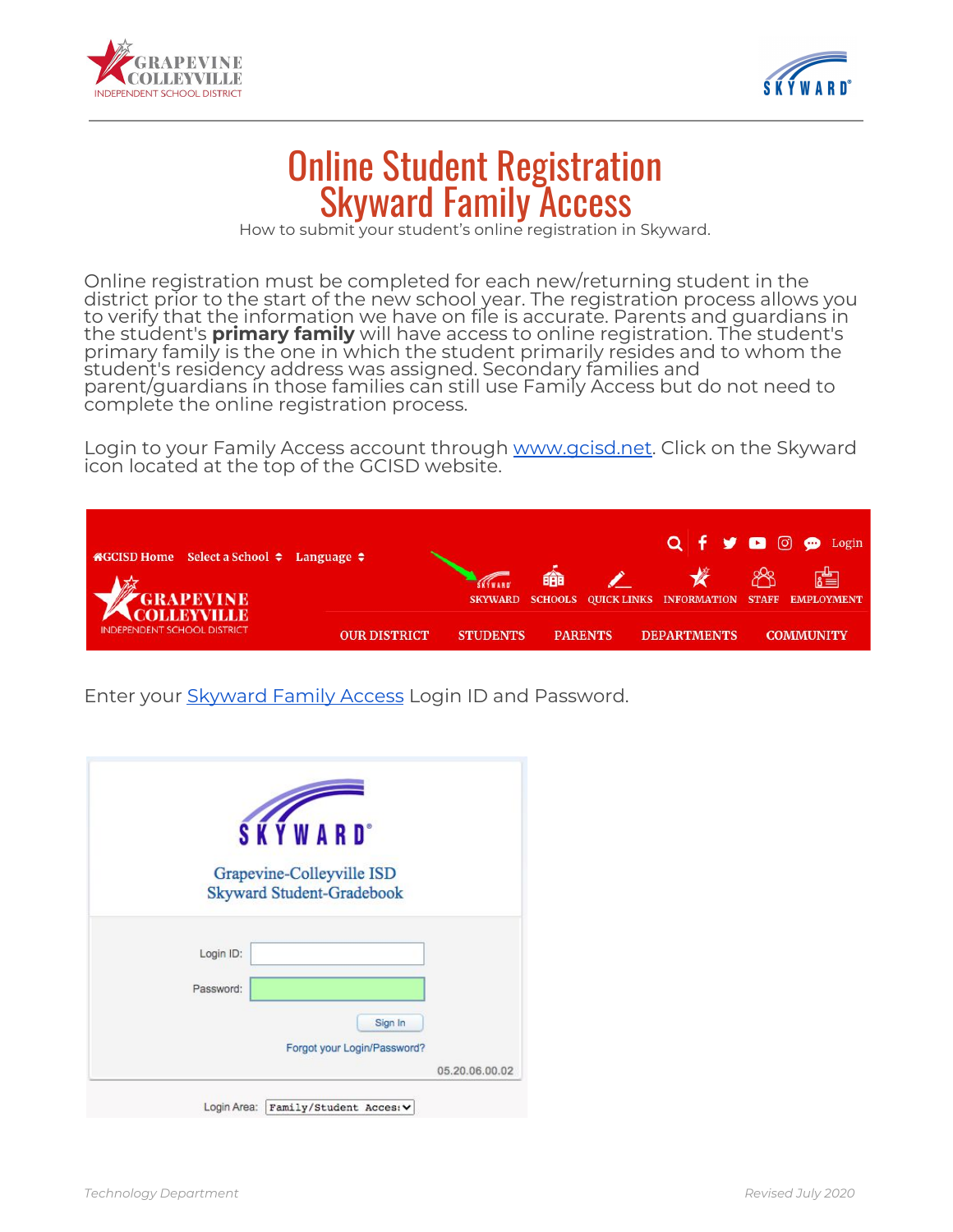# Online Student Registration
# Skyward Family Access

How to submit your student's online registration in Skyward.

Online registration must be completed for each new/returning student in the district prior to the start of the new school year. The registration process allows you to verify that the information we have on file is accurate. Parents and guardians in the student's **primary family** will have access to online registration. The student's primary family is the one in which the student primarily resides and to whom the student's residency address was assigned. Secondary families and parent/guardians in those families can still use Family Access but do not need to complete the online registration process.

Login to your Family Access account through [www.gcisd.net](http://www.gcisd.net). Click on the Skyward icon located at the top of the GCISD website.

Enter your [Skyward Family Access](#) Login ID and Password.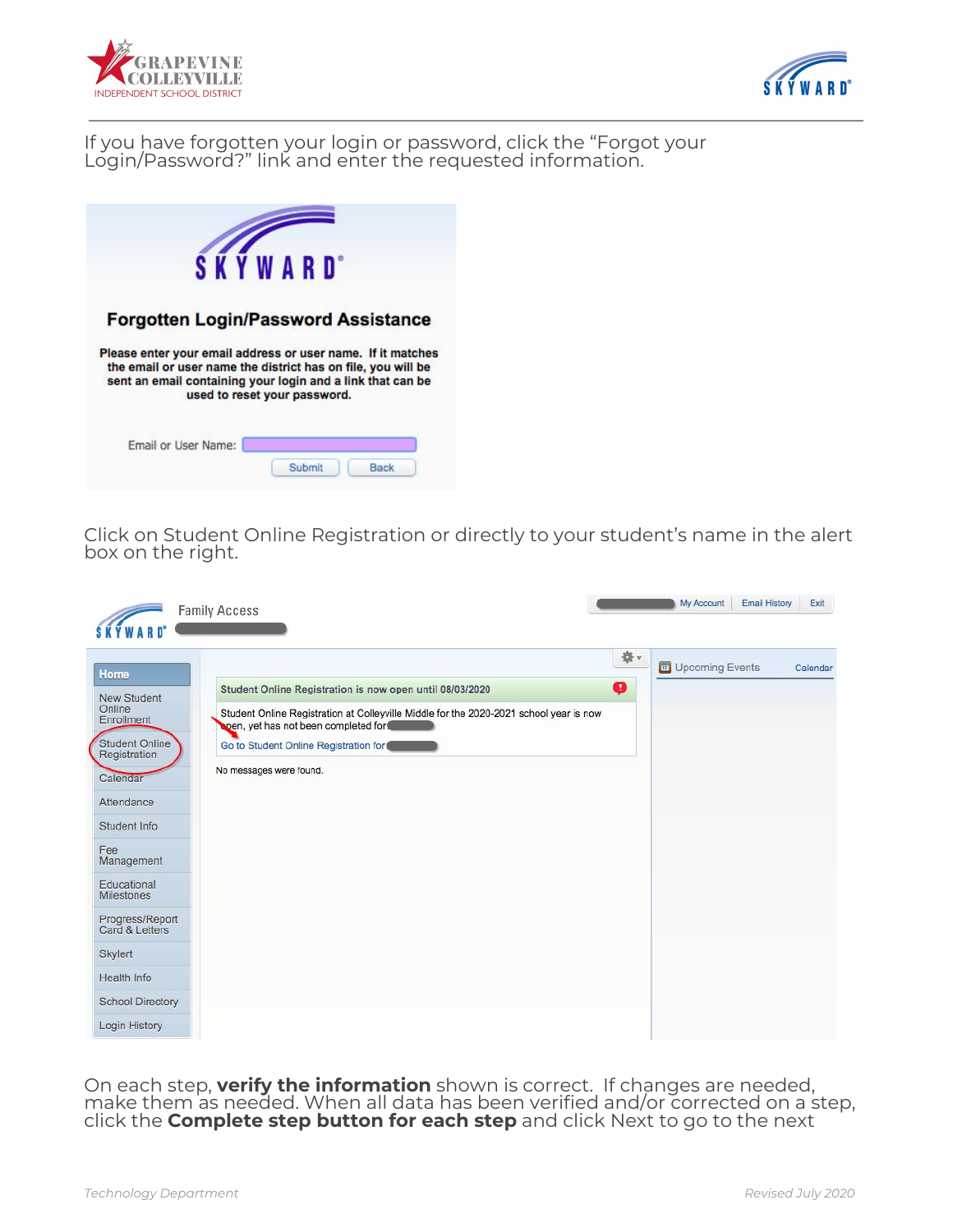If you have forgotten your login or password, click the “Forgot your Login/Password?” link and enter the requested information.

Click on Student Online Registration or directly to your student’s name in the alert box on the right.

On each step, **verify the information** shown is correct. If changes are needed, make them as needed. When all data has been verified and/or corrected on a step, click the **Complete step button for each step** and click Next to go to the next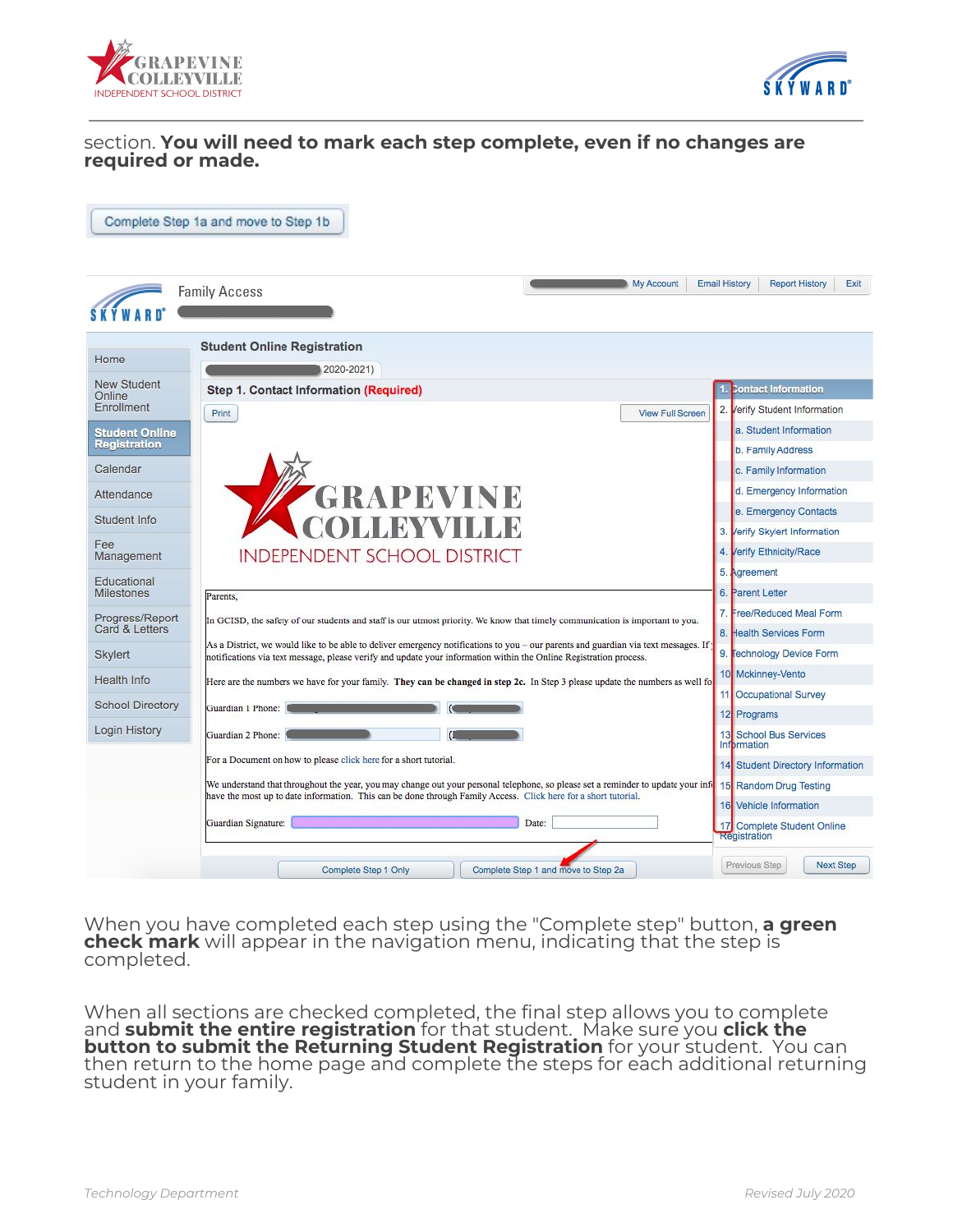section. **You will need to mark each step complete, even if no changes are required or made.**

Complete Step 1a and move to Step 1b

Family Access

My Account | Email History | Report History | Exit

Home
New Student Online Enrollment
**Student Online Registration**
Calendar
Attendance
Student Info
Fee Management
Educational Milestones
Progress/Report Card & Letters
Skylert
Health Info
School Directory
Login History

**Student Online Registration**

2020-2021)

**Step 1. Contact Information (Required)**

Print | View Full Screen

GRAPEVINE COLLEYVILLE INDEPENDENT SCHOOL DISTRICT

Parents,

In GCISD, the safety of our students and staff is our utmost priority. We know that timely communication is important to you.

As a District, we would like to be able to deliver emergency notifications to you – our parents and guardian via text messages. If notifications via text message, please verify and update your information within the Online Registration process.

Here are the numbers we have for your family. **They can be changed in step 2c.** In Step 3 please update the numbers as well fo

Guardian 1 Phone:

Guardian 2 Phone:

For a Document on how to please click here for a short tutorial.

We understand that throughout the year, you may change out your personal telephone, so please set a reminder to update your inf have the most up to date information. This can be done through Family Access. Click here for a short tutorial.

Guardian Signature: Date:

Complete Step 1 Only | Complete Step 1 and move to Step 2a

1. Contact Information
2. Verify Student Information
   a. Student Information
   b. Family Address
   c. Family Information
   d. Emergency Information
   e. Emergency Contacts
3. Verify Skylert Information
4. Verify Ethnicity/Race
5. Agreement
6. Parent Letter
7. Free/Reduced Meal Form
8. Health Services Form
9. Technology Device Form
10. Mckinney-Vento
11. Occupational Survey
12. Programs
13. School Bus Services Information
14. Student Directory Information
15. Random Drug Testing
16. Vehicle Information
17. Complete Student Online Registration

Previous Step | Next Step

When you have completed each step using the "Complete step" button, **a green check mark** will appear in the navigation menu, indicating that the step is completed.

When all sections are checked completed, the final step allows you to complete and **submit the entire registration** for that student. Make sure you **click the button to submit the Returning Student Registration** for your student. You can then return to the home page and complete the steps for each additional returning student in your family.